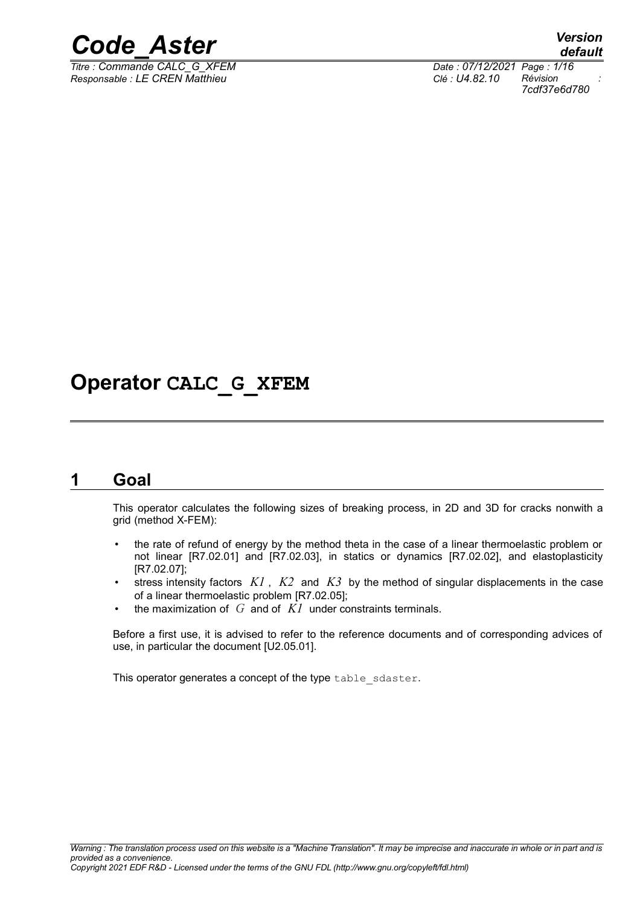# Operator CALC_G_XFEM

## 1 Goal

This operator calculates the following sizes of breaking process, in 2D and 3D for cracks nonwith a grid (method X-FEM):

- the rate of refund of energy by the method theta in the case of a linear thermoelastic problem or not linear [R7.02.01] and [R7.02.03], in statics or dynamics [R7.02.02], and elastoplasticity [R7.02.07];
- stress intensity factors $K1$, $K2$ and $K3$ by the method of singular displacements in the case of a linear thermoelastic problem [R7.02.05];
- the maximization of $G$ and of $K1$ under constraints terminals.

Before a first use, it is advised to refer to the reference documents and of corresponding advices of use, in particular the document [U2.05.01].

This operator generates a concept of the type table_sdaster.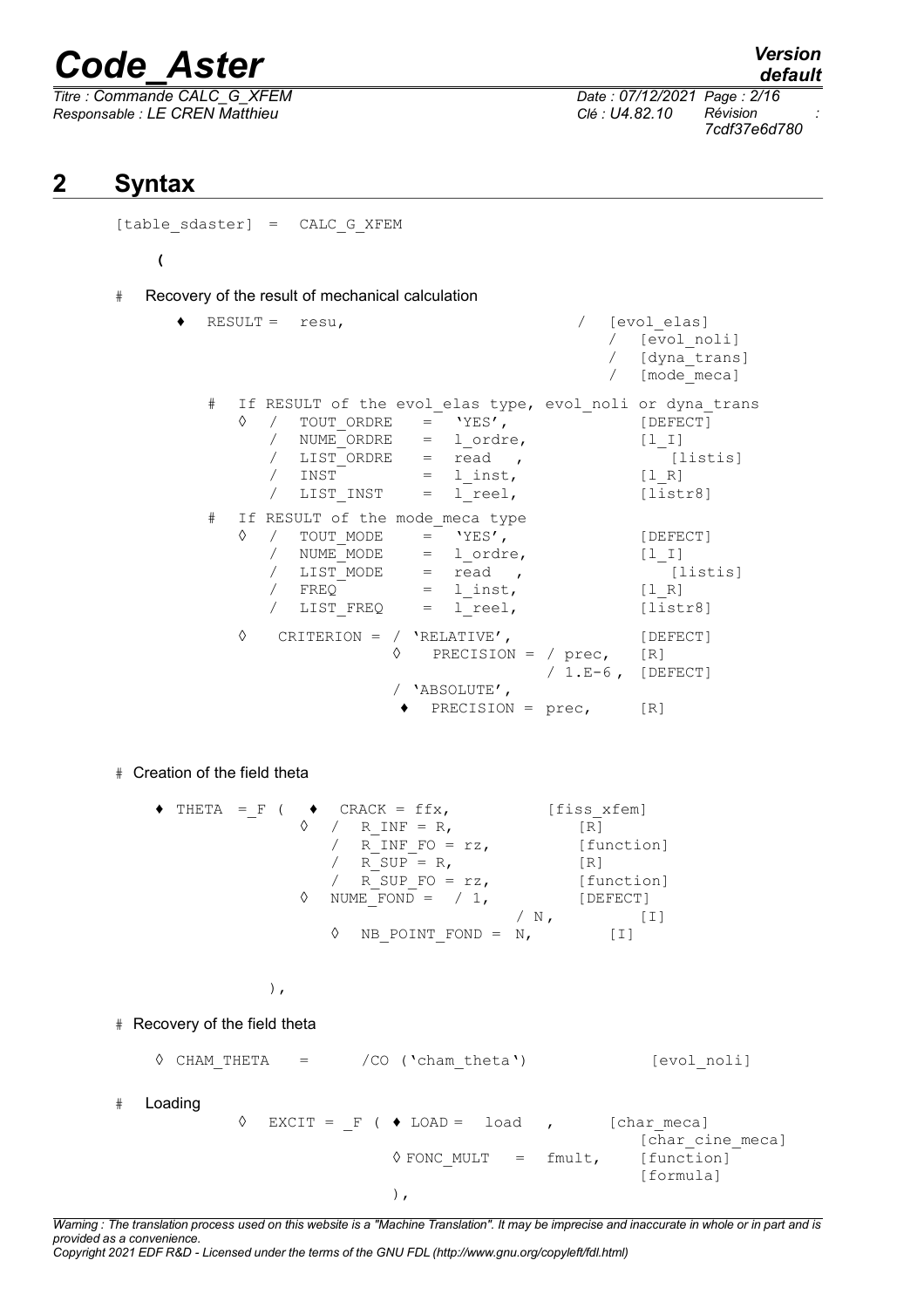## 2 Syntax

```
[table_sdaster] = CALC_G_XFEM

    (

#   Recovery of the result of mechanical calculation

    ♦  RESULT =  resu,                          /  [evol_elas]
                                                /  [evol_noli]
                                                /  [dyna_trans]
                                                /  [mode_meca]

       #  If RESULT of the evol_elas type, evol_noli or dyna_trans
          ◊  /  TOUT_ORDRE   =  'YES',                [DEFECT]
             /  NUME_ORDRE   =  l_ordre,              [l_I]
             /  LIST_ORDRE   =  read  ,                  [listis]
             /  INST         =  l_inst,               [l_R]
             /  LIST_INST    =  l_reel,               [listr8]

       #  If RESULT of the mode_meca type
          ◊  /  TOUT_MODE    =  'YES',                [DEFECT]
             /  NUME_MODE    =  l_ordre,              [l_I]
             /  LIST_MODE    =  read  ,                  [listis]
             /  FREQ         =  l_inst,               [l_R]
             /  LIST_FREQ    =  l_reel,               [listr8]

          ◊   CRITERION = / 'RELATIVE',               [DEFECT]
                          ◊   PRECISION = / prec,     [R]
                                          / 1.E-6 ,   [DEFECT]
                          / 'ABSOLUTE',
                           ♦  PRECISION = prec,       [R]


#  Creation of the field theta

   ♦ THETA  = F (   ♦  CRACK = ffx,          [fiss_xfem]
                ◊  /  R_INF = R,              [R]
                   /  R_INF_FO = rz,          [function]
                   /  R_SUP = R,              [R]
                   /  R_SUP_FO = rz,          [function]
                ◊  NUME_FOND =  / 1,          [DEFECT]
                                     / N ,          [I]
                   ◊  NB_POINT_FOND =  N,        [I]


            ),

#  Recovery of the field theta

   ◊ CHAM_THETA    =      /CO ('cham_theta')            [evol_noli]

#   Loading
           ◊   EXCIT = _F ( ♦ LOAD =  load   ,      [char_meca]
                                                    [char_cine_meca]
                            ◊ FONC_MULT   =  fmult,     [function]
                                                    [formula]
                            ),
```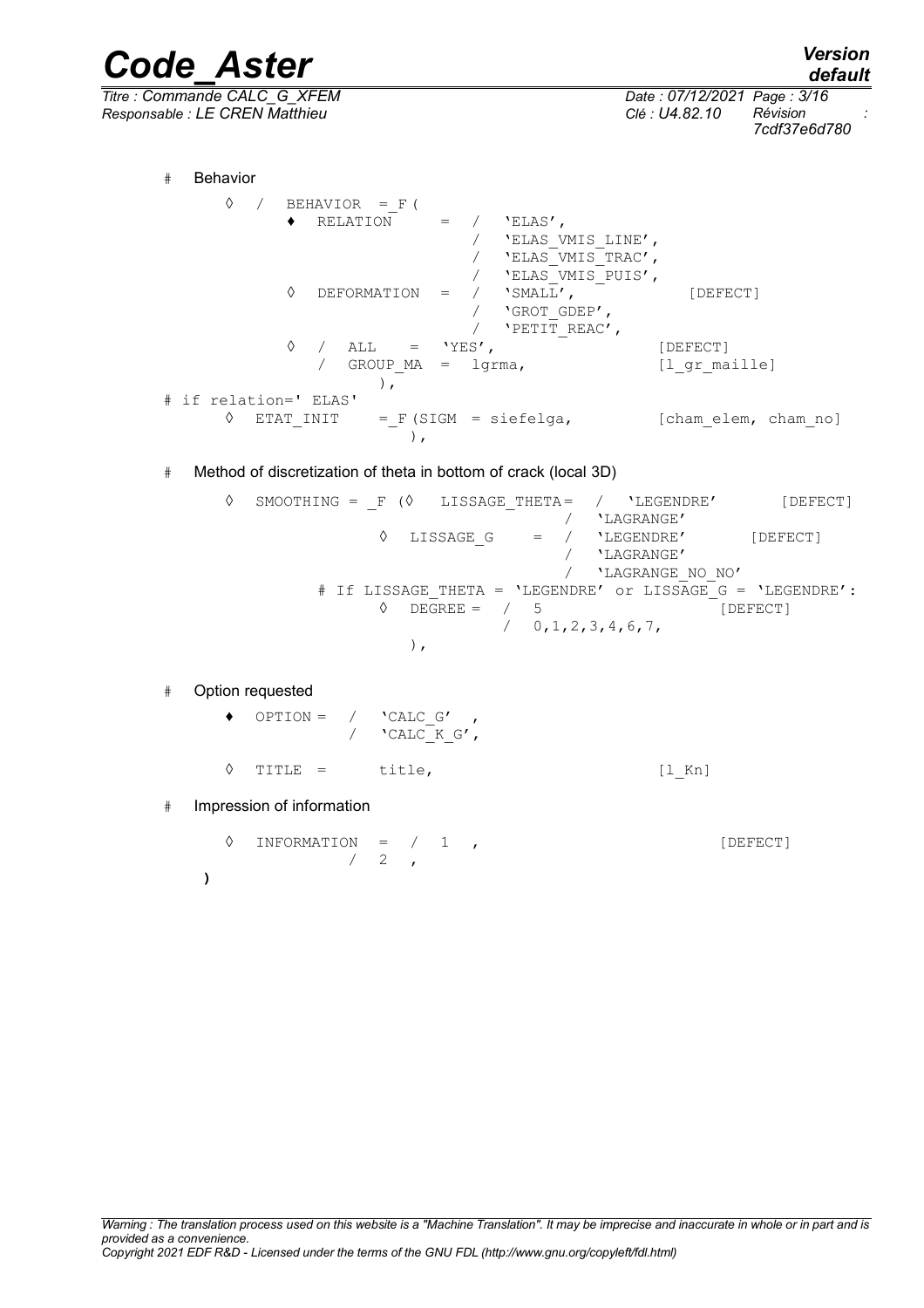```
#    Behavior

     ◊  /  BEHAVIOR  =_F(
           ♦  RELATION     =  /  'ELAS',
                              /  'ELAS_VMIS_LINE',
                              /  'ELAS_VMIS_TRAC',
                              /  'ELAS_VMIS_PUIS',
           ◊  DEFORMATION  =  /  'SMALL',           [DEFECT]
                              /  'GROT_GDEP',
                              /  'PETIT_REAC',
           ◊  /  ALL    =  'YES',                   [DEFECT]
              /  GROUP_MA  =  lgrma,                [l_gr_maille]
                    ),
# if relation=' ELAS'
     ◊  ETAT_INIT    =_F(SIGM = siefelga,          [cham_elem, cham_no]
                          ),

#    Method of discretization of theta in bottom of crack (local 3D)

     ◊  SMOOTHING = _F (◊  LISSAGE_THETA=  /  'LEGENDRE'      [DEFECT]
                                          /  'LAGRANGE'
                        ◊  LISSAGE_G    =  /  'LEGENDRE'      [DEFECT]
                                          /  'LAGRANGE'
                                          /  'LAGRANGE_NO_NO'
             # If LISSAGE_THETA = 'LEGENDRE' or LISSAGE_G = 'LEGENDRE':
                        ◊  DEGREE =  /  5                      [DEFECT]
                                     /  0,1,2,3,4,6,7,
                           ),

#    Option requested

     ♦  OPTION =  /  'CALC_G' ,
                  /  'CALC_K_G',

     ◊  TITLE =      title,                          [l_Kn]

#    Impression of information

     ◊  INFORMATION  =  /  1  ,                          [DEFECT]
                        /  2  ,
  )
```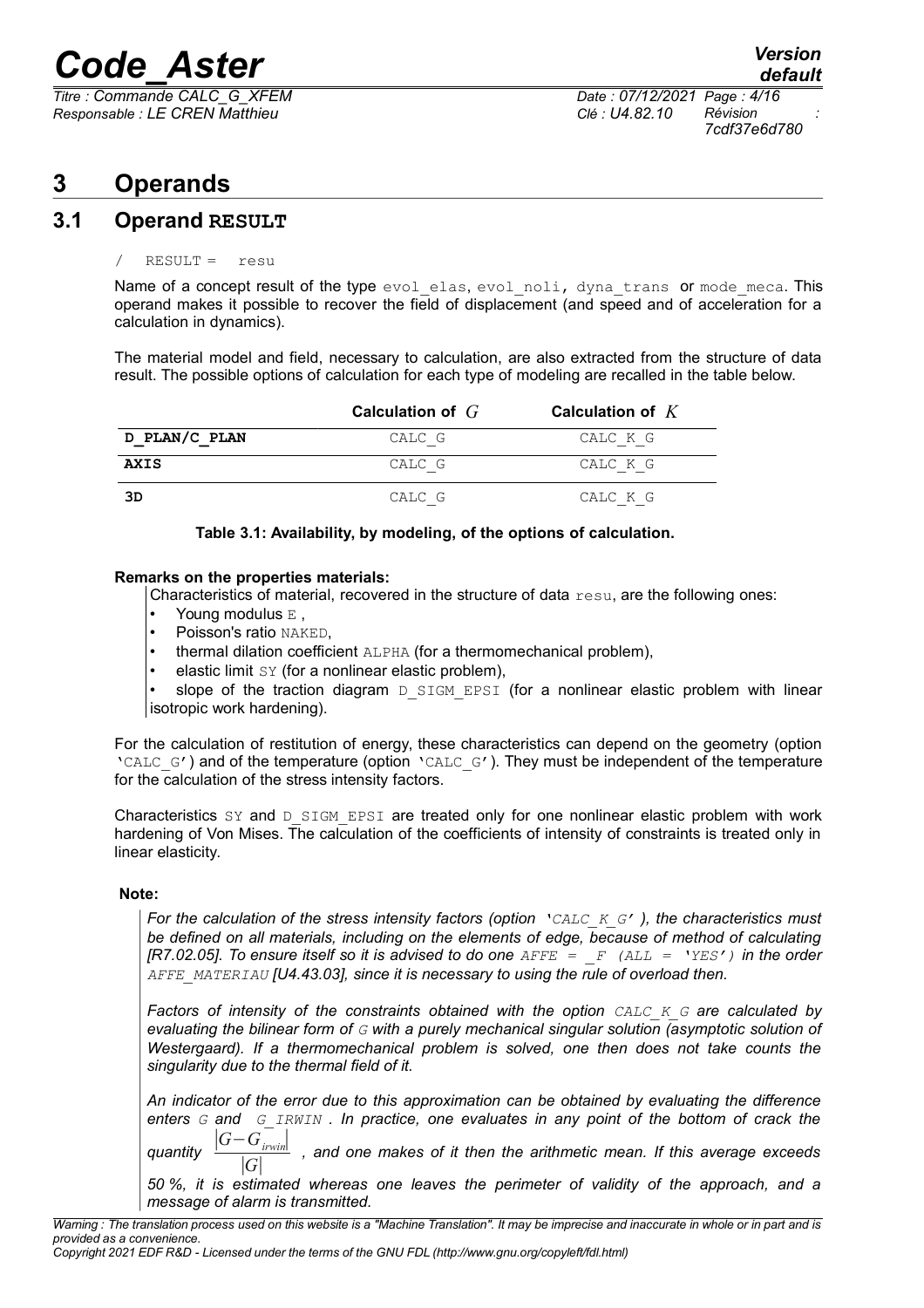# 3 Operands

## 3.1 Operand RESULT

```
/ RESULT = resu
```

Name of a concept result of the type evol_elas, evol_noli, dyna_trans or mode_meca. This operand makes it possible to recover the field of displacement (and speed and of acceleration for a calculation in dynamics).

The material model and field, necessary to calculation, are also extracted from the structure of data result. The possible options of calculation for each type of modeling are recalled in the table below.

| | Calculation of $G$ | Calculation of $K$ |
|---|---|---|
| **D_PLAN/C_PLAN** | CALC_G | CALC_K_G |
| **AXIS** | CALC_G | CALC_K_G |
| **3D** | CALC_G | CALC_K_G |

**Table 3.1: Availability, by modeling, of the options of calculation.**

**Remarks on the properties materials:**

Characteristics of material, recovered in the structure of data resu, are the following ones:

- Young modulus E ,
- Poisson's ratio NAKED,
- thermal dilation coefficient ALPHA (for a thermomechanical problem),
- elastic limit SY (for a nonlinear elastic problem),
- slope of the traction diagram D_SIGM_EPSI (for a nonlinear elastic problem with linear isotropic work hardening).

For the calculation of restitution of energy, these characteristics can depend on the geometry (option 'CALC_G') and of the temperature (option 'CALC_G'). They must be independent of the temperature for the calculation of the stress intensity factors.

Characteristics SY and D_SIGM_EPSI are treated only for one nonlinear elastic problem with work hardening of Von Mises. The calculation of the coefficients of intensity of constraints is treated only in linear elasticity.

**Note:**

*For the calculation of the stress intensity factors (option 'CALC_K_G' ), the characteristics must be defined on all materials, including on the elements of edge, because of method of calculating [R7.02.05]. To ensure itself so it is advised to do one AFFE = _F (ALL = 'YES') in the order AFFE_MATERIAU [U4.43.03], since it is necessary to using the rule of overload then.*

*Factors of intensity of the constraints obtained with the option CALC_K_G are calculated by evaluating the bilinear form of G with a purely mechanical singular solution (asymptotic solution of Westergaard). If a thermomechanical problem is solved, one then does not take counts the singularity due to the thermal field of it.*

*An indicator of the error due to this approximation can be obtained by evaluating the difference enters G and G_IRWIN . In practice, one evaluates in any point of the bottom of crack the quantity* $\frac{|G-G_{irwin}|}{|G|}$ *, and one makes of it then the arithmetic mean. If this average exceeds 50 %, it is estimated whereas one leaves the perimeter of validity of the approach, and a message of alarm is transmitted.*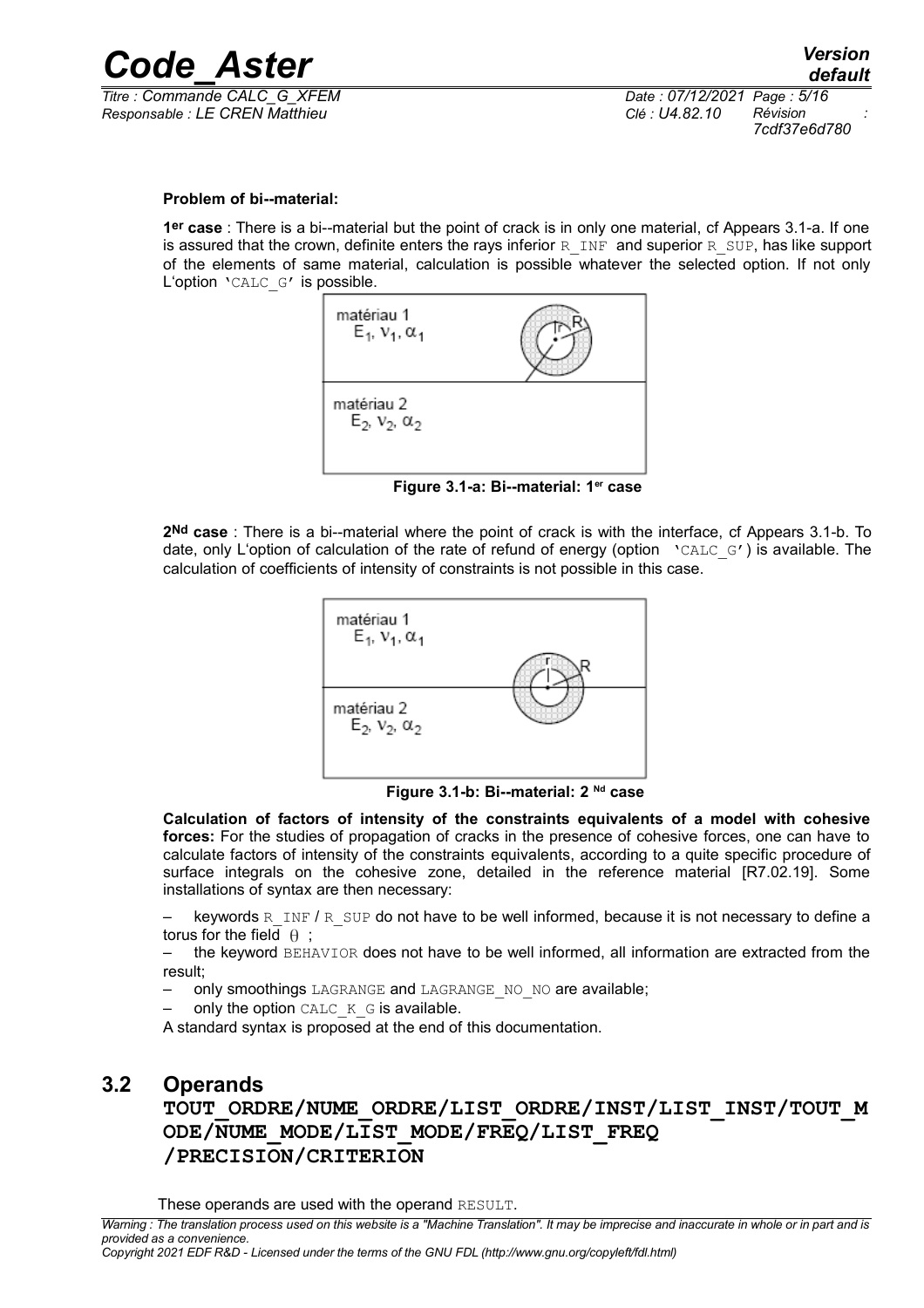**Problem of bi--material:**

**1er case** : There is a bi--material but the point of crack is in only one material, cf Appears 3.1-a. If one is assured that the crown, definite enters the rays inferior R_INF and superior R_SUP, has like support of the elements of same material, calculation is possible whatever the selected option. If not only L'option 'CALC_G' is possible.

**Figure 3.1-a: Bi--material: 1er case**

**2Nd case** : There is a bi--material where the point of crack is with the interface, cf Appears 3.1-b. To date, only L'option of calculation of the rate of refund of energy (option 'CALC_G') is available. The calculation of coefficients of intensity of constraints is not possible in this case.

**Figure 3.1-b: Bi--material: 2 Nd case**

**Calculation of factors of intensity of the constraints equivalents of a model with cohesive forces:** For the studies of propagation of cracks in the presence of cohesive forces, one can have to calculate factors of intensity of the constraints equivalents, according to a quite specific procedure of surface integrals on the cohesive zone, detailed in the reference material [R7.02.19]. Some installations of syntax are then necessary:

– keywords R_INF / R_SUP do not have to be well informed, because it is not necessary to define a torus for the field $\theta$ ;

– the keyword BEHAVIOR does not have to be well informed, all information are extracted from the result;

– only smoothings LAGRANGE and LAGRANGE_NO_NO are available;

– only the option CALC_K_G is available.

A standard syntax is proposed at the end of this documentation.

## 3.2 Operands

### TOUT_ORDRE/NUME_ORDRE/LIST_ORDRE/INST/LIST_INST/TOUT_MODE/NUME_MODE/LIST_MODE/FREQ/LIST_FREQ/PRECISION/CRITERION

These operands are used with the operand RESULT.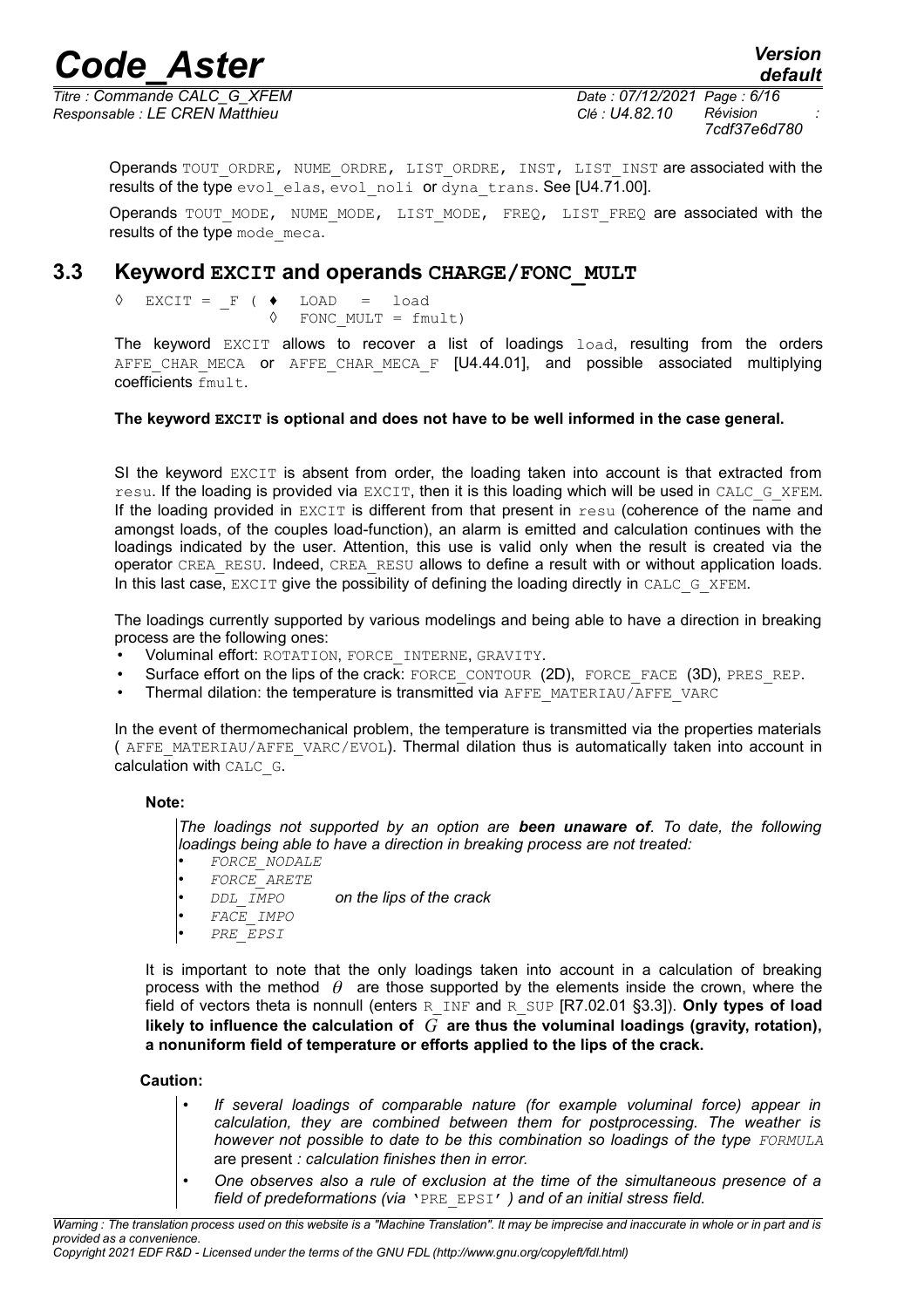Operands TOUT_ORDRE, NUME_ORDRE, LIST_ORDRE, INST, LIST_INST are associated with the results of the type evol_elas, evol_noli or dyna_trans. See [U4.71.00].

Operands TOUT_MODE, NUME_MODE, LIST_MODE, FREQ, LIST_FREQ are associated with the results of the type mode_meca.

## 3.3 Keyword EXCIT and operands CHARGE/FONC_MULT

```
◊  EXCIT = _F ( ♦  LOAD  =  load
                ◊  FONC_MULT = fmult)
```

The keyword EXCIT allows to recover a list of loadings load, resulting from the orders AFFE_CHAR_MECA or AFFE_CHAR_MECA_F [U4.44.01], and possible associated multiplying coefficients fmult.

**The keyword EXCIT is optional and does not have to be well informed in the case general.**

SI the keyword EXCIT is absent from order, the loading taken into account is that extracted from resu. If the loading is provided via EXCIT, then it is this loading which will be used in CALC_G_XFEM. If the loading provided in EXCIT is different from that present in resu (coherence of the name and amongst loads, of the couples load-function), an alarm is emitted and calculation continues with the loadings indicated by the user. Attention, this use is valid only when the result is created via the operator CREA_RESU. Indeed, CREA_RESU allows to define a result with or without application loads. In this last case, EXCIT give the possibility of defining the loading directly in CALC_G_XFEM.

The loadings currently supported by various modelings and being able to have a direction in breaking process are the following ones:

- Voluminal effort: ROTATION, FORCE_INTERNE, GRAVITY.
- Surface effort on the lips of the crack: FORCE_CONTOUR (2D), FORCE_FACE (3D), PRES_REP.
- Thermal dilation: the temperature is transmitted via AFFE_MATERIAU/AFFE_VARC

In the event of thermomechanical problem, the temperature is transmitted via the properties materials ( AFFE_MATERIAU/AFFE_VARC/EVOL). Thermal dilation thus is automatically taken into account in calculation with CALC_G.

**Note:**

*The loadings not supported by an option are **been unaware of**. To date, the following loadings being able to have a direction in breaking process are not treated:*

- *FORCE_NODALE*
- *FORCE_ARETE*
- *DDL_IMPO* *on the lips of the crack*
- *FACE_IMPO*
- *PRE_EPSI*

It is important to note that the only loadings taken into account in a calculation of breaking process with the method $\theta$ are those supported by the elements inside the crown, where the field of vectors theta is nonnull (enters R_INF and R_SUP [R7.02.01 §3.3]). **Only types of load likely to influence the calculation of $G$ are thus the voluminal loadings (gravity, rotation), a nonuniform field of temperature or efforts applied to the lips of the crack.**

**Caution:**

- *If several loadings of comparable nature (for example voluminal force) appear in calculation, they are combined between them for postprocessing. The weather is however not possible to date to be this combination so loadings of the type FORMULA* are present *: calculation finishes then in error.*
- *One observes also a rule of exclusion at the time of the simultaneous presence of a field of predeformations (via* 'PRE_EPSI' *) and of an initial stress field.*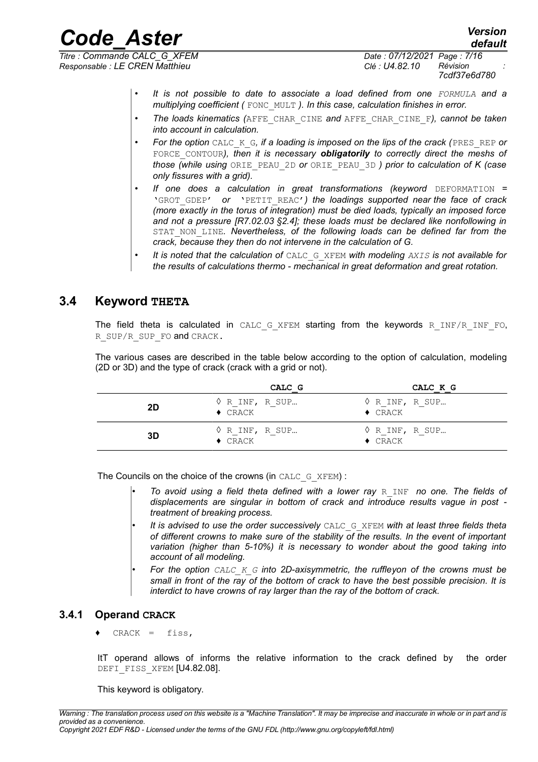- *It is not possible to date to associate a load defined from one FORMULA and a multiplying coefficient (* FONC_MULT *). In this case, calculation finishes in error.*
- *The loads kinematics (*AFFE_CHAR_CINE *and* AFFE_CHAR_CINE_F*), cannot be taken into account in calculation.*
- *For the option* CALC_K_G*, if a loading is imposed on the lips of the crack (*PRES_REP *or* FORCE_CONTOUR*), then it is necessary* ***obligatorily*** *to correctly direct the meshs of those (while using* ORIE_PEAU_2D *or* ORIE_PEAU_3D *) prior to calculation of K (case only fissures with a grid).*
- *If one does a calculation in great transformations (keyword* DEFORMATION *=* 'GROT_GDEP' *or* 'PETIT_REAC'*) the loadings supported near the face of crack (more exactly in the torus of integration) must be died loads, typically an imposed force and not a pressure [R7.02.03 §2.4]; these loads must be declared like nonfollowing in* STAT_NON_LINE*. Nevertheless, of the following loads can be defined far from the crack, because they then do not intervene in the calculation of G.*
- *It is noted that the calculation of* CALC_G_XFEM *with modeling AXIS is not available for the results of calculations thermo - mechanical in great deformation and great rotation.*

## 3.4 Keyword THETA

The field theta is calculated in CALC_G_XFEM starting from the keywords R_INF/R_INF_FO, R_SUP/R_SUP_FO and CRACK.

The various cases are described in the table below according to the option of calculation, modeling (2D or 3D) and the type of crack (crack with a grid or not).

| | CALC_G | CALC_K_G |
|---|---|---|
| **2D** | ◊ R_INF, R_SUP…<br>♦ CRACK | ◊ R_INF, R_SUP…<br>♦ CRACK |
| **3D** | ◊ R_INF, R_SUP…<br>♦ CRACK | ◊ R_INF, R_SUP…<br>♦ CRACK |

The Councils on the choice of the crowns (in CALC_G_XFEM) :

- *To avoid using a field theta defined with a lower ray* R_INF *no one. The fields of displacements are singular in bottom of crack and introduce results vague in post - treatment of breaking process.*
- *It is advised to use the order successively* CALC_G_XFEM *with at least three fields theta of different crowns to make sure of the stability of the results. In the event of important variation (higher than 5-10%) it is necessary to wonder about the good taking into account of all modeling.*
- *For the option CALC_K_G into 2D-axisymmetric, the ruffleyon of the crowns must be small in front of the ray of the bottom of crack to have the best possible precision. It is interdict to have crowns of ray larger than the ray of the bottom of crack.*

### 3.4.1 Operand CRACK

♦ CRACK = fiss,

ItT operand allows of informs the relative information to the crack defined by the order DEFI_FISS_XFEM [U4.82.08].

This keyword is obligatory.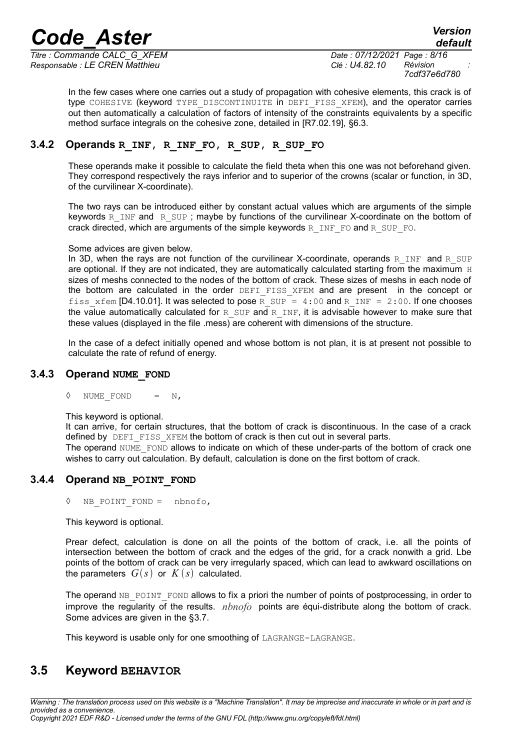In the few cases where one carries out a study of propagation with cohesive elements, this crack is of type COHESIVE (keyword TYPE_DISCONTINUITE in DEFI_FISS_XFEM), and the operator carries out then automatically a calculation of factors of intensity of the constraints equivalents by a specific method surface integrals on the cohesive zone, detailed in [R7.02.19], §6.3.

### 3.4.2 Operands R_INF, R_INF_FO, R_SUP, R_SUP_FO

These operands make it possible to calculate the field theta when this one was not beforehand given. They correspond respectively the rays inferior and to superior of the crowns (scalar or function, in 3D, of the curvilinear X-coordinate).

The two rays can be introduced either by constant actual values which are arguments of the simple keywords R_INF and R_SUP ; maybe by functions of the curvilinear X-coordinate on the bottom of crack directed, which are arguments of the simple keywords R_INF_FO and R_SUP_FO.

Some advices are given below.
In 3D, when the rays are not function of the curvilinear X-coordinate, operands R_INF and R_SUP are optional. If they are not indicated, they are automatically calculated starting from the maximum H sizes of meshs connected to the nodes of the bottom of crack. These sizes of meshs in each node of the bottom are calculated in the order DEFI_FISS_XFEM and are present in the concept or fiss_xfem [D4.10.01]. It was selected to pose R_SUP = 4:00 and R_INF = 2:00. If one chooses the value automatically calculated for R_SUP and R_INF, it is advisable however to make sure that these values (displayed in the file .mess) are coherent with dimensions of the structure.

In the case of a defect initially opened and whose bottom is not plan, it is at present not possible to calculate the rate of refund of energy.

### 3.4.3 Operand NUME_FOND

```
◊  NUME_FOND    =  N,
```

This keyword is optional.
It can arrive, for certain structures, that the bottom of crack is discontinuous. In the case of a crack defined by DEFI_FISS_XFEM the bottom of crack is then cut out in several parts.
The operand NUME_FOND allows to indicate on which of these under-parts of the bottom of crack one wishes to carry out calculation. By default, calculation is done on the first bottom of crack.

### 3.4.4 Operand NB_POINT_FOND

```
◊  NB_POINT_FOND =  nbnofo,
```

This keyword is optional.

Prear defect, calculation is done on all the points of the bottom of crack, i.e. all the points of intersection between the bottom of crack and the edges of the grid, for a crack nonwith a grid. Lbe points of the bottom of crack can be very irregularly spaced, which can lead to awkward oscillations on the parameters $G(s)$ or $K(s)$ calculated.

The operand NB_POINT_FOND allows to fix a priori the number of points of postprocessing, in order to improve the regularity of the results. $nbnofo$ points are équi-distribute along the bottom of crack. Some advices are given in the §3.7.

This keyword is usable only for one smoothing of LAGRANGE-LAGRANGE.

## 3.5 Keyword BEHAVIOR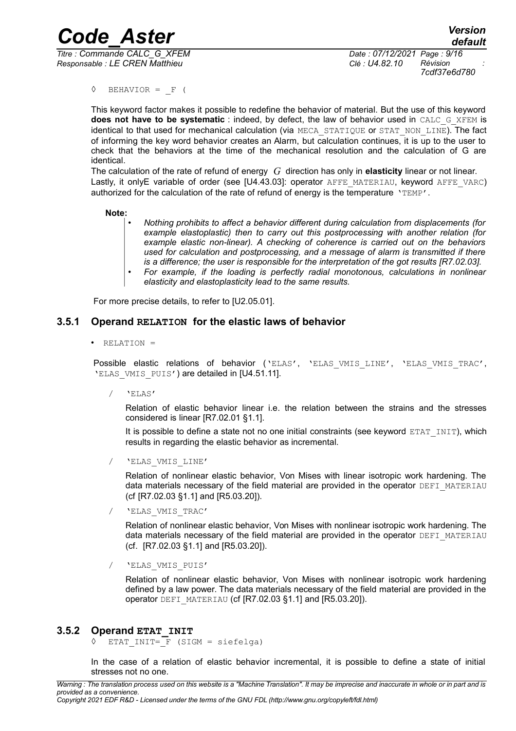◊ BEHAVIOR = _F (

This keyword factor makes it possible to redefine the behavior of material. But the use of this keyword **does not have to be systematic** : indeed, by defect, the law of behavior used in CALC_G_XFEM is identical to that used for mechanical calculation (via MECA_STATIQUE or STAT_NON_LINE). The fact of informing the key word behavior creates an Alarm, but calculation continues, it is up to the user to check that the behaviors at the time of the mechanical resolution and the calculation of G are identical.

The calculation of the rate of refund of energy $G$ direction has only in **elasticity** linear or not linear. Lastly, it onlyE variable of order (see [U4.43.03]: operator AFFE_MATERIAU, keyword AFFE_VARC) authorized for the calculation of the rate of refund of energy is the temperature 'TEMP'.

**Note:**

- *Nothing prohibits to affect a behavior different during calculation from displacements (for example elastoplastic) then to carry out this postprocessing with another relation (for example elastic non-linear). A checking of coherence is carried out on the behaviors used for calculation and postprocessing, and a message of alarm is transmitted if there is a difference; the user is responsible for the interpretation of the got results [R7.02.03].*
- *For example, if the loading is perfectly radial monotonous, calculations in nonlinear elasticity and elastoplasticity lead to the same results.*

For more precise details, to refer to [U2.05.01].

### 3.5.1 Operand RELATION for the elastic laws of behavior

- RELATION =

Possible elastic relations of behavior ('ELAS', 'ELAS_VMIS_LINE', 'ELAS_VMIS_TRAC', 'ELAS_VMIS_PUIS') are detailed in [U4.51.11].

/ 'ELAS'

Relation of elastic behavior linear i.e. the relation between the strains and the stresses considered is linear [R7.02.01 §1.1].

It is possible to define a state not no one initial constraints (see keyword ETAT_INIT), which results in regarding the elastic behavior as incremental.

/ 'ELAS_VMIS_LINE'

Relation of nonlinear elastic behavior, Von Mises with linear isotropic work hardening. The data materials necessary of the field material are provided in the operator DEFI_MATERIAU (cf [R7.02.03 §1.1] and [R5.03.20]).

/ 'ELAS_VMIS_TRAC'

Relation of nonlinear elastic behavior, Von Mises with nonlinear isotropic work hardening. The data materials necessary of the field material are provided in the operator DEFI_MATERIAU (cf. [R7.02.03 §1.1] and [R5.03.20]).

/ 'ELAS_VMIS_PUIS'

Relation of nonlinear elastic behavior, Von Mises with nonlinear isotropic work hardening defined by a law power. The data materials necessary of the field material are provided in the operator DEFI_MATERIAU (cf [R7.02.03 §1.1] and [R5.03.20]).

### 3.5.2 Operand ETAT_INIT

◊ ETAT_INIT=_F (SIGM = siefelga)

In the case of a relation of elastic behavior incremental, it is possible to define a state of initial stresses not no one.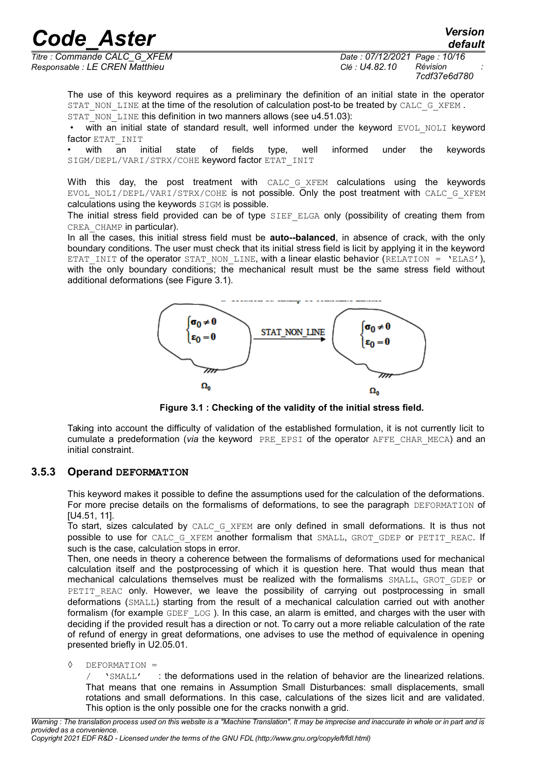The use of this keyword requires as a preliminary the definition of an initial state in the operator STAT_NON_LINE at the time of the resolution of calculation post-to be treated by CALC_G_XFEM . STAT_NON_LINE this definition in two manners allows (see u4.51.03):

- with an initial state of standard result, well informed under the keyword EVOL_NOLI keyword factor ETAT_INIT
- with an initial state of fields type, well informed under the keywords SIGM/DEPL/VARI/STRX/COHE keyword factor ETAT_INIT

With this day, the post treatment with CALC_G_XFEM calculations using the keywords EVOL_NOLI/DEPL/VARI/STRX/COHE is not possible. Only the post treatment with CALC_G_XFEM calculations using the keywords SIGM is possible.

The initial stress field provided can be of type SIEF_ELGA only (possibility of creating them from CREA_CHAMP in particular).

In all the cases, this initial stress field must be **auto--balanced**, in absence of crack, with the only boundary conditions. The user must check that its initial stress field is licit by applying it in the keyword ETAT_INIT of the operator STAT_NON_LINE, with a linear elastic behavior (RELATION = 'ELAS'), with the only boundary conditions; the mechanical result must be the same stress field without additional deformations (see Figure 3.1).

$$\begin{cases}\sigma_0 \neq 0 \\ \varepsilon_0 = 0\end{cases} \xrightarrow{\text{STAT\_NON\_LINE}} \begin{cases}\sigma_0 \neq 0 \\ \varepsilon_0 = 0\end{cases}$$

$\Omega_0$ $\Omega_0$

**Figure 3.1 : Checking of the validity of the initial stress field.**

Taking into account the difficulty of validation of the established formulation, it is not currently licit to cumulate a predeformation (*via* the keyword PRE_EPSI of the operator AFFE_CHAR_MECA) and an initial constraint.

### 3.5.3 Operand DEFORMATION

This keyword makes it possible to define the assumptions used for the calculation of the deformations. For more precise details on the formalisms of deformations, to see the paragraph DEFORMATION of [U4.51, 11].

To start, sizes calculated by CALC_G_XFEM are only defined in small deformations. It is thus not possible to use for CALC_G_XFEM another formalism that SMALL, GROT_GDEP or PETIT_REAC. If such is the case, calculation stops in error.

Then, one needs in theory a coherence between the formalisms of deformations used for mechanical calculation itself and the postprocessing of which it is question here. That would thus mean that mechanical calculations themselves must be realized with the formalisms SMALL, GROT_GDEP or PETIT_REAC only. However, we leave the possibility of carrying out postprocessing in small deformations (SMALL) starting from the result of a mechanical calculation carried out with another formalism (for example GDEF_LOG ). In this case, an alarm is emitted, and charges with the user with deciding if the provided result has a direction or not. To carry out a more reliable calculation of the rate of refund of energy in great deformations, one advises to use the method of equivalence in opening presented briefly in U2.05.01.

◊ DEFORMATION =

/ 'SMALL' : the deformations used in the relation of behavior are the linearized relations. That means that one remains in Assumption Small Disturbances: small displacements, small rotations and small deformations. In this case, calculations of the sizes licit and are validated. This option is the only possible one for the cracks nonwith a grid.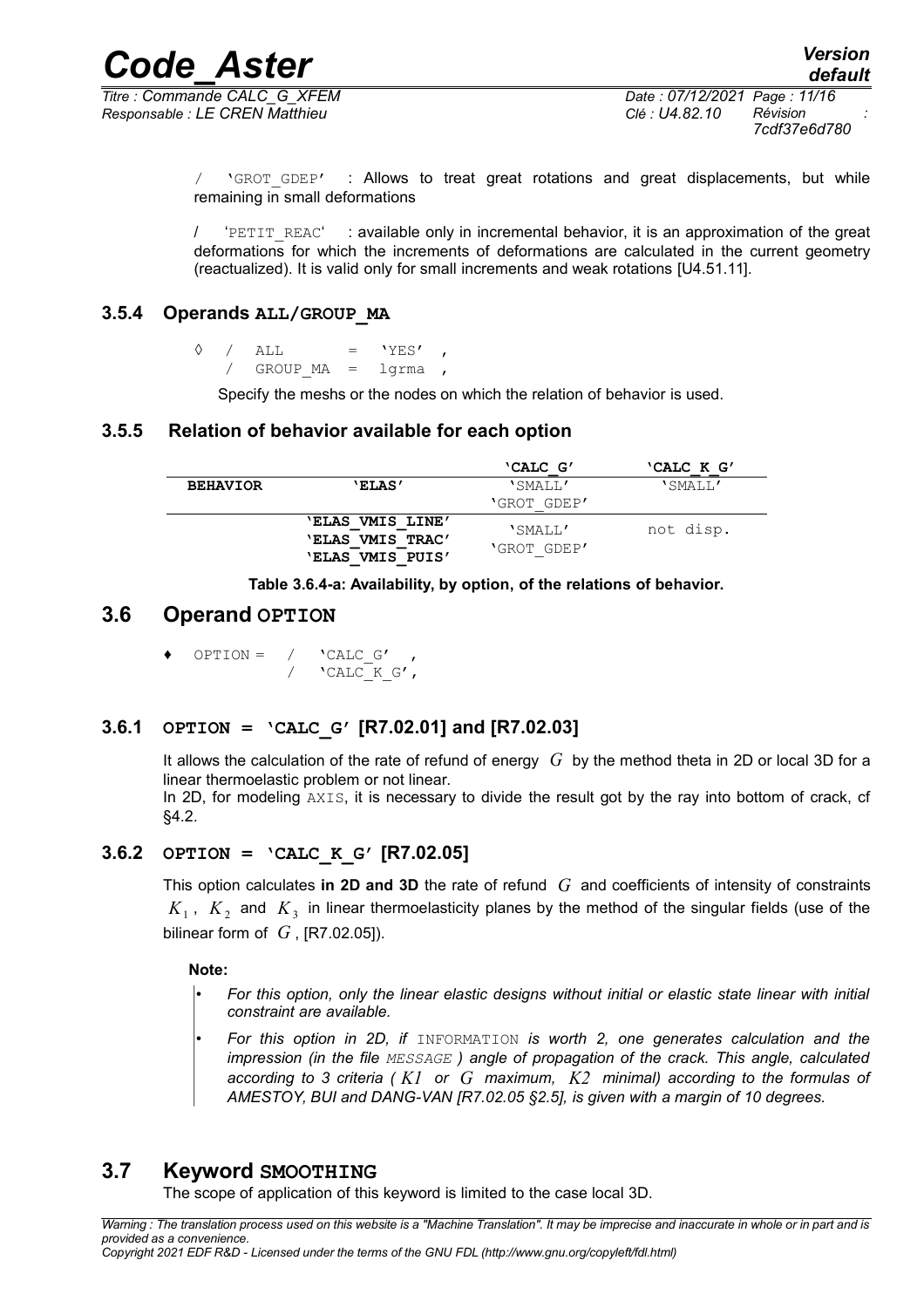/ 'GROT_GDEP' : Allows to treat great rotations and great displacements, but while remaining in small deformations

/ 'PETIT_REAC' : available only in incremental behavior, it is an approximation of the great deformations for which the increments of deformations are calculated in the current geometry (reactualized). It is valid only for small increments and weak rotations [U4.51.11].

### 3.5.4 Operands ALL/GROUP_MA

```
◊  /  ALL      =  'YES'  ,
   /  GROUP_MA =  lgrma  ,
```

Specify the meshs or the nodes on which the relation of behavior is used.

### 3.5.5 Relation of behavior available for each option

| | | 'CALC_G' | 'CALC_K_G' |
|---|---|---|---|
| **BEHAVIOR** | **'ELAS'** | 'SMALL'<br>'GROT_GDEP' | 'SMALL' |
| | **'ELAS_VMIS_LINE'**<br>**'ELAS_VMIS_TRAC'**<br>**'ELAS_VMIS_PUIS'** | 'SMALL'<br>'GROT_GDEP' | not disp. |

**Table 3.6.4-a: Availability, by option, of the relations of behavior.**

## 3.6 Operand OPTION

```
♦  OPTION =  /  'CALC_G'  ,
             /  'CALC_K_G',
```

### 3.6.1 OPTION = 'CALC_G' [R7.02.01] and [R7.02.03]

It allows the calculation of the rate of refund of energy $G$ by the method theta in 2D or local 3D for a linear thermoelastic problem or not linear.

In 2D, for modeling AXIS, it is necessary to divide the result got by the ray into bottom of crack, cf §4.2.

### 3.6.2 OPTION = 'CALC_K_G' [R7.02.05]

This option calculates **in 2D and 3D** the rate of refund $G$ and coefficients of intensity of constraints $K_1$, $K_2$ and $K_3$ in linear thermoelasticity planes by the method of the singular fields (use of the bilinear form of $G$, [R7.02.05]).

**Note:**

- *For this option, only the linear elastic designs without initial or elastic state linear with initial constraint are available.*
- *For this option in 2D, if* INFORMATION *is worth 2, one generates calculation and the impression (in the file* MESSAGE *) angle of propagation of the crack. This angle, calculated according to 3 criteria ( $K1$ or $G$ maximum, $K2$ minimal) according to the formulas of AMESTOY, BUI and DANG-VAN [R7.02.05 §2.5], is given with a margin of 10 degrees.*

## 3.7 Keyword SMOOTHING

The scope of application of this keyword is limited to the case local 3D.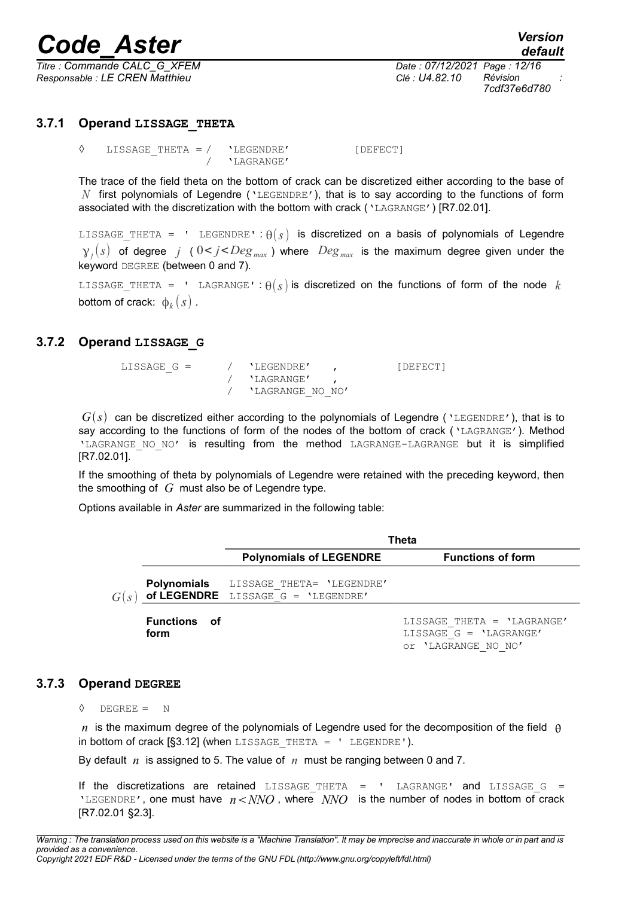### 3.7.1 Operand **LISSAGE_THETA**

```
◊   LISSAGE_THETA = /   'LEGENDRE'          [DEFECT]
                    /   'LAGRANGE'
```

The trace of the field theta on the bottom of crack can be discretized either according to the base of $N$ first polynomials of Legendre ('LEGENDRE'), that is to say according to the functions of form associated with the discretization with the bottom with crack ('LAGRANGE') [R7.02.01].

LISSAGE_THETA = ' LEGENDRE' : $\theta(s)$ is discretized on a basis of polynomials of Legendre $\gamma_j(s)$ of degree $j$ ( $0 < j < Deg_{max}$ ) where $Deg_{max}$ is the maximum degree given under the keyword DEGREE (between 0 and 7).

LISSAGE_THETA = ' LAGRANGE' : $\theta(s)$ is discretized on the functions of form of the node $k$ bottom of crack: $\phi_k(s)$ .

### 3.7.2 Operand **LISSAGE_G**

```
LISSAGE_G =       /   'LEGENDRE'    ,          [DEFECT]
                  /   'LAGRANGE'    ,
                  /   'LAGRANGE_NO_NO'
```

$G(s)$ can be discretized either according to the polynomials of Legendre ('LEGENDRE'), that is to say according to the functions of form of the nodes of the bottom of crack ('LAGRANGE'). Method 'LAGRANGE_NO_NO' is resulting from the method LAGRANGE-LAGRANGE but it is simplified [R7.02.01].

If the smoothing of theta by polynomials of Legendre were retained with the preceding keyword, then the smoothing of $G$ must also be of Legendre type.

Options available in *Aster* are summarized in the following table:

| | | Theta | |
|---|---|---|---|
| | | **Polynomials of LEGENDRE** | **Functions of form** |
| $G(s)$ | **Polynomials of LEGENDRE** | LISSAGE_THETA= 'LEGENDRE' LISSAGE_G = 'LEGENDRE' | |
| | **Functions of form** | | LISSAGE_THETA = 'LAGRANGE' LISSAGE_G = 'LAGRANGE' or 'LAGRANGE_NO_NO' |

### 3.7.3 Operand **DEGREE**

```
◊   DEGREE =   N
```

$n$ is the maximum degree of the polynomials of Legendre used for the decomposition of the field $\theta$ in bottom of crack [§3.12] (when LISSAGE_THETA = ' LEGENDRE').

By default $n$ is assigned to 5. The value of $n$ must be ranging between 0 and 7.

If the discretizations are retained LISSAGE_THETA = ' LAGRANGE' and LISSAGE_G = 'LEGENDRE', one must have $n < NNO$ , where $NNO$ is the number of nodes in bottom of crack [R7.02.01 §2.3].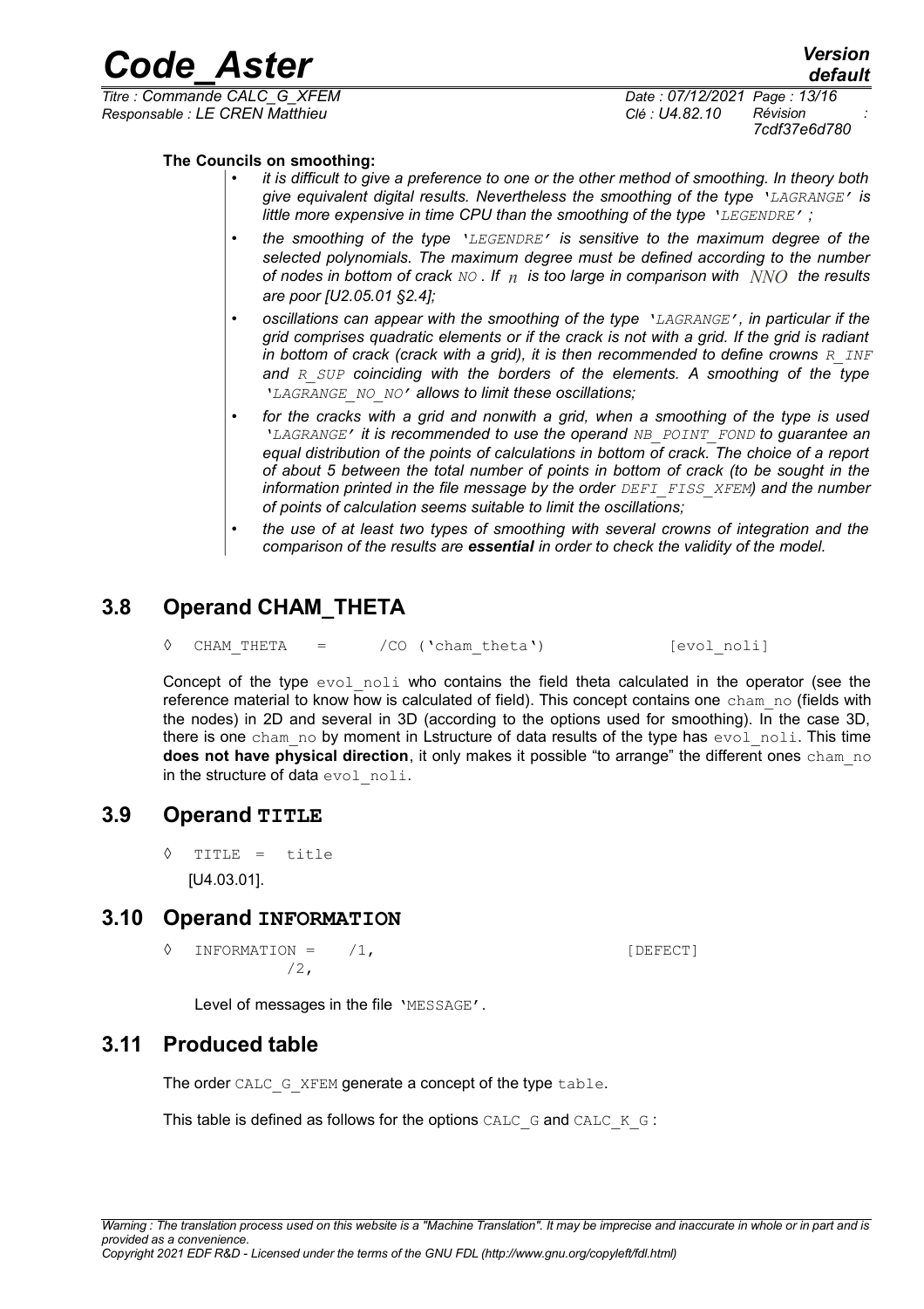**The Councils on smoothing:**

- *it is difficult to give a preference to one or the other method of smoothing. In theory both give equivalent digital results. Nevertheless the smoothing of the type 'LAGRANGE' is little more expensive in time CPU than the smoothing of the type 'LEGENDRE' ;*
- *the smoothing of the type 'LEGENDRE' is sensitive to the maximum degree of the selected polynomials. The maximum degree must be defined according to the number of nodes in bottom of crack NO . If $n$ is too large in comparison with $NNO$ the results are poor [U2.05.01 §2.4];*
- *oscillations can appear with the smoothing of the type 'LAGRANGE', in particular if the grid comprises quadratic elements or if the crack is not with a grid. If the grid is radiant in bottom of crack (crack with a grid), it is then recommended to define crowns R_INF and R_SUP coinciding with the borders of the elements. A smoothing of the type 'LAGRANGE_NO_NO' allows to limit these oscillations;*
- *for the cracks with a grid and nonwith a grid, when a smoothing of the type is used 'LAGRANGE' it is recommended to use the operand NB_POINT_FOND to guarantee an equal distribution of the points of calculations in bottom of crack. The choice of a report of about 5 between the total number of points in bottom of crack (to be sought in the information printed in the file message by the order DEFI_FISS_XFEM) and the number of points of calculation seems suitable to limit the oscillations;*
- *the use of at least two types of smoothing with several crowns of integration and the comparison of the results are **essential** in order to check the validity of the model.*

## 3.8 Operand CHAM_THETA

```
◊  CHAM_THETA   =      /CO ('cham_theta')          [evol_noli]
```

Concept of the type evol_noli who contains the field theta calculated in the operator (see the reference material to know how is calculated of field). This concept contains one cham_no (fields with the nodes) in 2D and several in 3D (according to the options used for smoothing). In the case 3D, there is one cham_no by moment in Lstructure of data results of the type has evol_noli. This time **does not have physical direction**, it only makes it possible "to arrange" the different ones cham_no in the structure of data evol_noli.

## 3.9 Operand TITLE

```
◊  TITLE  =  title
```

[U4.03.01].

## 3.10 Operand INFORMATION

```
◊  INFORMATION =    /1,                          [DEFECT]
                    /2,
```

Level of messages in the file 'MESSAGE'.

## 3.11 Produced table

The order CALC_G_XFEM generate a concept of the type table.

This table is defined as follows for the options CALC_G and CALC_K_G :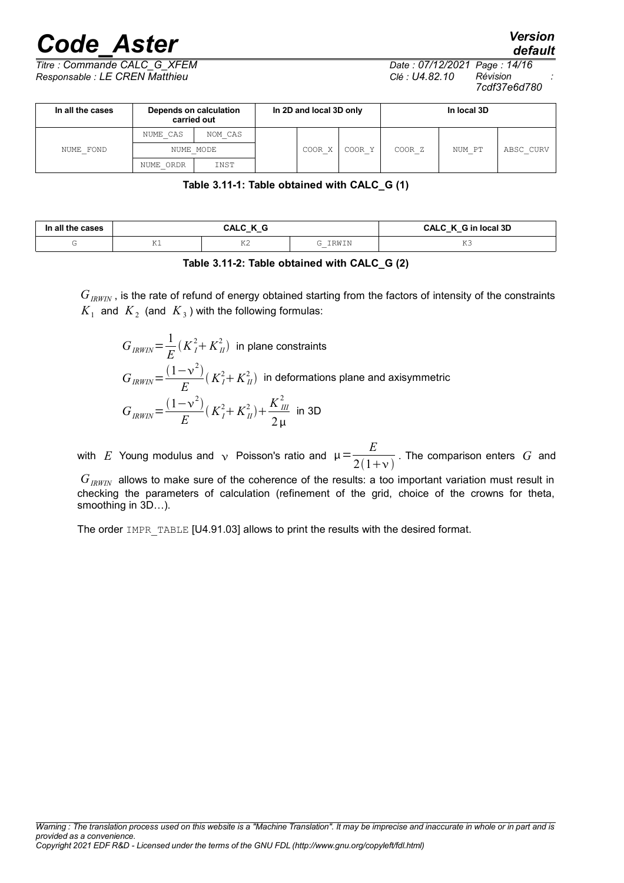| In all the cases | Depends on calculation carried out | | In 2D and local 3D only | | | In local 3D | | |
|---|---|---|---|---|---|---|---|---|
| NUME_FOND | NUME_CAS | NOM_CAS | | COOR_X | COOR_Y | COOR_Z | NUM_PT | ABSC_CURV |
| | NUME_MODE | | | | | | | |
| | NUME_ORDR | INST | | | | | | |

**Table 3.11-1: Table obtained with CALC_G (1)**

| In all the cases | CALC_K_G | | | CALC_K_G in local 3D |
|---|---|---|---|---|
| G | K1 | K2 | G_IRWIN | K3 |

**Table 3.11-2: Table obtained with CALC_G (2)**

$G_{IRWIN}$, is the rate of refund of energy obtained starting from the factors of intensity of the constraints $K_1$ and $K_2$ (and $K_3$) with the following formulas:

$$G_{IRWIN}=\frac{1}{E}\left(K_I^2+K_{II}^2\right) \text{ in plane constraints}$$

$$G_{IRWIN}=\frac{(1-\nu^2)}{E}\left(K_I^2+K_{II}^2\right) \text{ in deformations plane and axisymmetric}$$

$$G_{IRWIN}=\frac{(1-\nu^2)}{E}\left(K_I^2+K_{II}^2\right)+\frac{K_{III}^2}{2\mu} \text{ in 3D}$$

with $E$ Young modulus and $\nu$ Poisson's ratio and $\mu=\frac{E}{2(1+\nu)}$. The comparison enters $G$ and $G_{IRWIN}$ allows to make sure of the coherence of the results: a too important variation must result in checking the parameters of calculation (refinement of the grid, choice of the crowns for theta, smoothing in 3D…).

The order IMPR_TABLE [U4.91.03] allows to print the results with the desired format.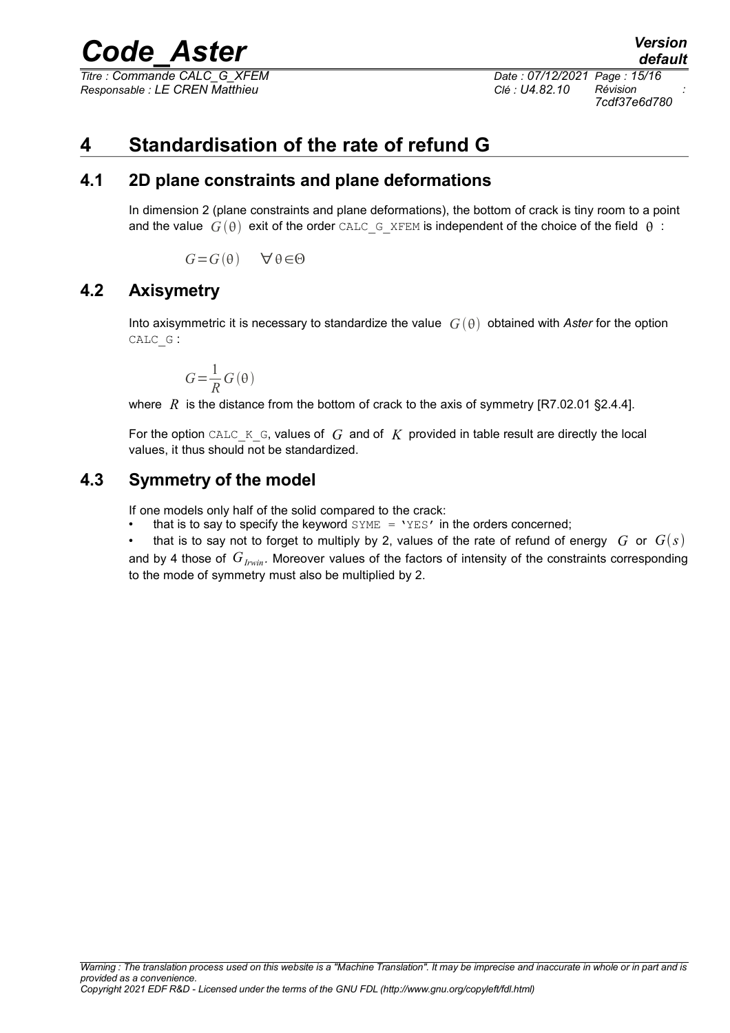# 4 Standardisation of the rate of refund G

## 4.1 2D plane constraints and plane deformations

In dimension 2 (plane constraints and plane deformations), the bottom of crack is tiny room to a point and the value $G(\theta)$ exit of the order CALC_G_XFEM is independent of the choice of the field $\theta$ :

$$G=G(\theta) \quad \forall \theta \in \Theta$$

## 4.2 Axisymetry

Into axisymmetric it is necessary to standardize the value $G(\theta)$ obtained with *Aster* for the option CALC_G :

$$G=\frac{1}{R} G(\theta)$$

where $R$ is the distance from the bottom of crack to the axis of symmetry [R7.02.01 §2.4.4].

For the option CALC_K_G, values of $G$ and of $K$ provided in table result are directly the local values, it thus should not be standardized.

## 4.3 Symmetry of the model

If one models only half of the solid compared to the crack:

- that is to say to specify the keyword SYME = 'YES' in the orders concerned;
- that is to say not to forget to multiply by 2, values of the rate of refund of energy $G$ or $G(s)$ and by 4 those of $G_{Irwin}$. Moreover values of the factors of intensity of the constraints corresponding to the mode of symmetry must also be multiplied by 2.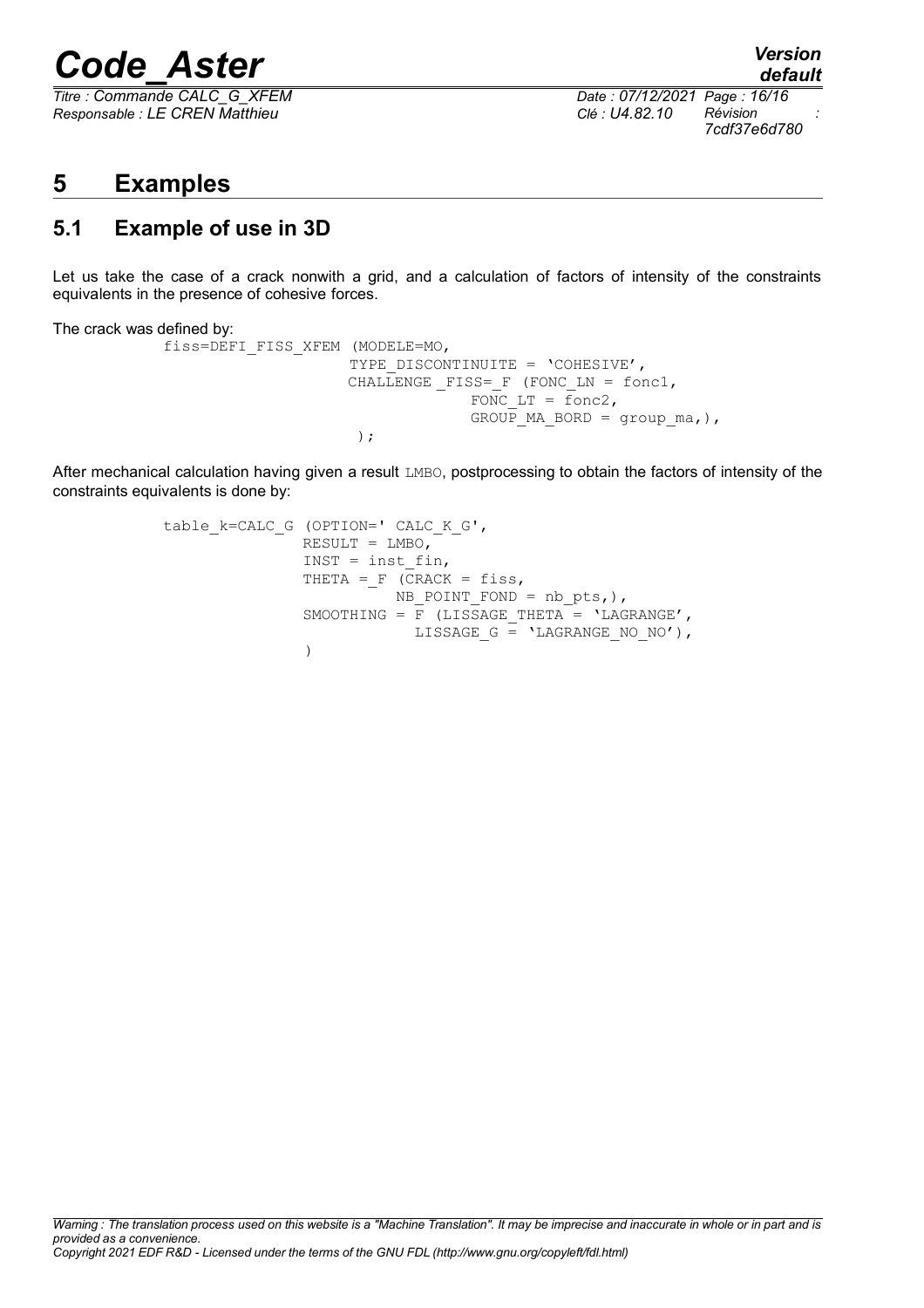# 5 Examples

## 5.1 Example of use in 3D

Let us take the case of a crack nonwith a grid, and a calculation of factors of intensity of the constraints equivalents in the presence of cohesive forces.

The crack was defined by:

```
fiss=DEFI_FISS_XFEM (MODELE=MO,
                     TYPE_DISCONTINUITE = 'COHESIVE',
                     CHALLENGE _FISS=_F (FONC_LN = fonc1,
                                  FONC_LT = fonc2,
                                  GROUP_MA_BORD = group_ma,),
                      );
```

After mechanical calculation having given a result LMBO, postprocessing to obtain the factors of intensity of the constraints equivalents is done by:

```
table_k=CALC_G (OPTION=' CALC_K_G',
                RESULT = LMBO,
                INST = inst_fin,
                THETA =_F (CRACK = fiss,
                       NB_POINT_FOND = nb_pts,),
                SMOOTHING = F (LISSAGE_THETA = 'LAGRANGE',
                          LISSAGE_G = 'LAGRANGE_NO_NO'),
                )
```